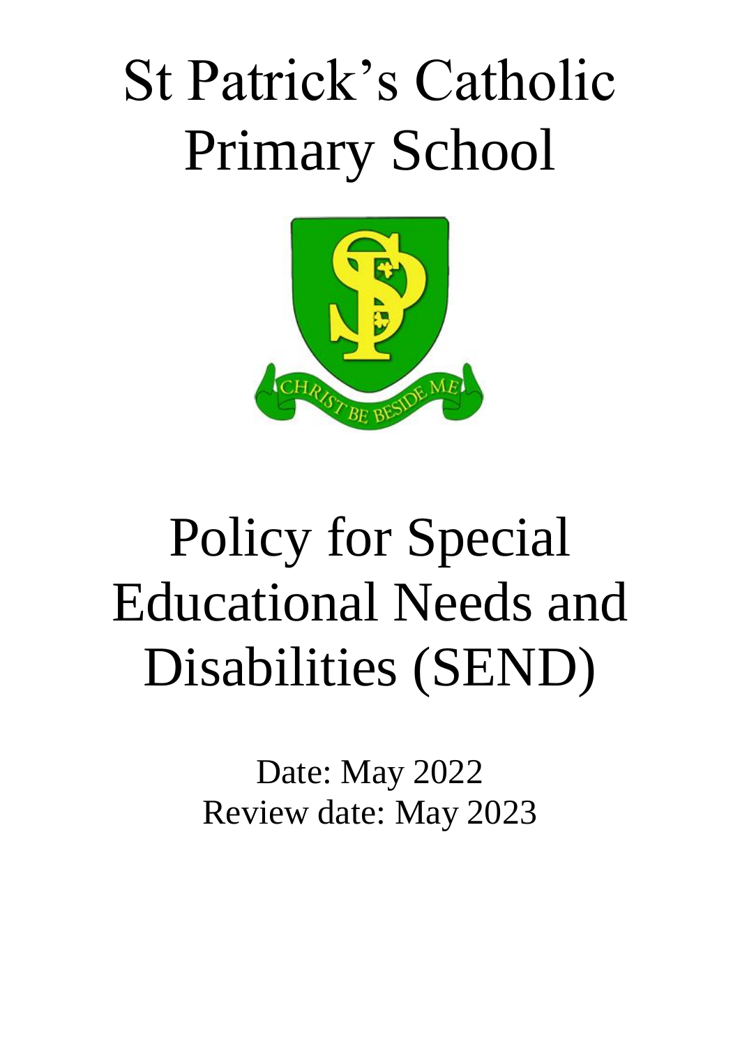# St Patrick's Catholic Primary School

# Policy for Special Educational Needs and Disabilities (SEND)

Date: May 2022
Review date: May 2023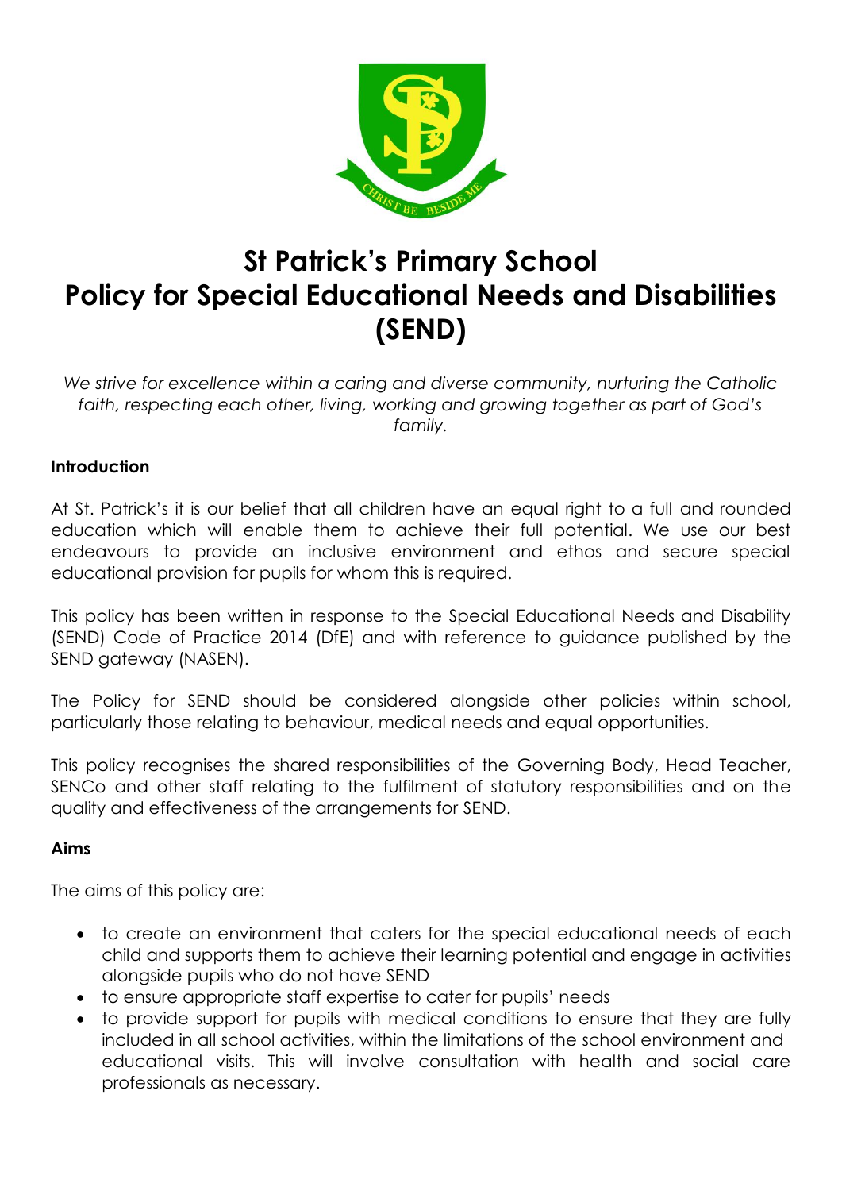# St Patrick's Primary School
# Policy for Special Educational Needs and Disabilities (SEND)

*We strive for excellence within a caring and diverse community, nurturing the Catholic faith, respecting each other, living, working and growing together as part of God's family.*

**Introduction**

At St. Patrick's it is our belief that all children have an equal right to a full and rounded education which will enable them to achieve their full potential. We use our best endeavours to provide an inclusive environment and ethos and secure special educational provision for pupils for whom this is required.

This policy has been written in response to the Special Educational Needs and Disability (SEND) Code of Practice 2014 (DfE) and with reference to guidance published by the SEND gateway (NASEN).

The Policy for SEND should be considered alongside other policies within school, particularly those relating to behaviour, medical needs and equal opportunities.

This policy recognises the shared responsibilities of the Governing Body, Head Teacher, SENCo and other staff relating to the fulfilment of statutory responsibilities and on the quality and effectiveness of the arrangements for SEND.

**Aims**

The aims of this policy are:

- to create an environment that caters for the special educational needs of each child and supports them to achieve their learning potential and engage in activities alongside pupils who do not have SEND
- to ensure appropriate staff expertise to cater for pupils' needs
- to provide support for pupils with medical conditions to ensure that they are fully included in all school activities, within the limitations of the school environment and educational visits. This will involve consultation with health and social care professionals as necessary.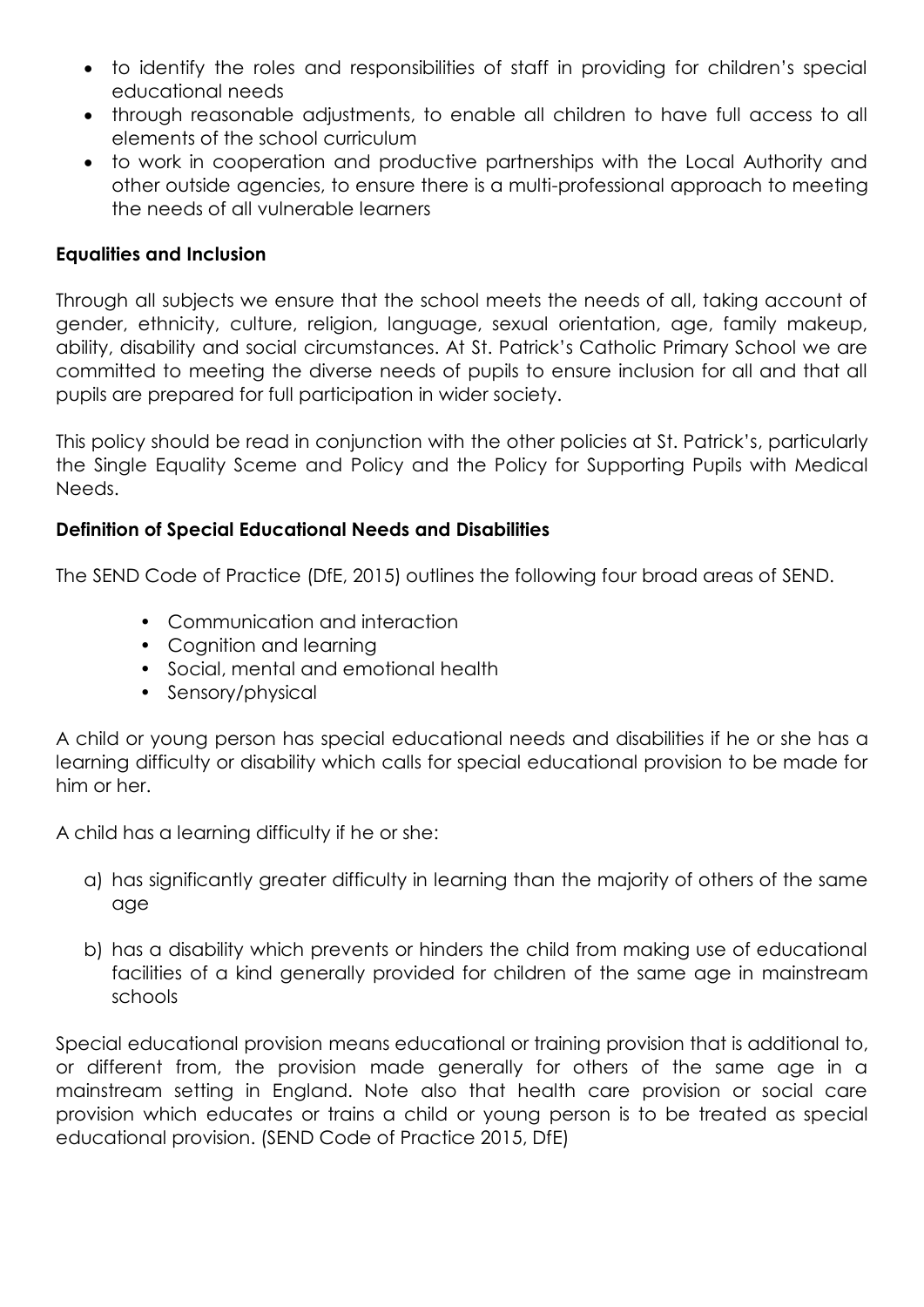- to identify the roles and responsibilities of staff in providing for children's special educational needs
- through reasonable adjustments, to enable all children to have full access to all elements of the school curriculum
- to work in cooperation and productive partnerships with the Local Authority and other outside agencies, to ensure there is a multi-professional approach to meeting the needs of all vulnerable learners

**Equalities and Inclusion**

Through all subjects we ensure that the school meets the needs of all, taking account of gender, ethnicity, culture, religion, language, sexual orientation, age, family makeup, ability, disability and social circumstances. At St. Patrick's Catholic Primary School we are committed to meeting the diverse needs of pupils to ensure inclusion for all and that all pupils are prepared for full participation in wider society.

This policy should be read in conjunction with the other policies at St. Patrick's, particularly the Single Equality Sceme and Policy and the Policy for Supporting Pupils with Medical Needs.

**Definition of Special Educational Needs and Disabilities**

The SEND Code of Practice (DfE, 2015) outlines the following four broad areas of SEND.

- Communication and interaction
- Cognition and learning
- Social, mental and emotional health
- Sensory/physical

A child or young person has special educational needs and disabilities if he or she has a learning difficulty or disability which calls for special educational provision to be made for him or her.

A child has a learning difficulty if he or she:

a) has significantly greater difficulty in learning than the majority of others of the same age

b) has a disability which prevents or hinders the child from making use of educational facilities of a kind generally provided for children of the same age in mainstream schools

Special educational provision means educational or training provision that is additional to, or different from, the provision made generally for others of the same age in a mainstream setting in England. Note also that health care provision or social care provision which educates or trains a child or young person is to be treated as special educational provision. (SEND Code of Practice 2015, DfE)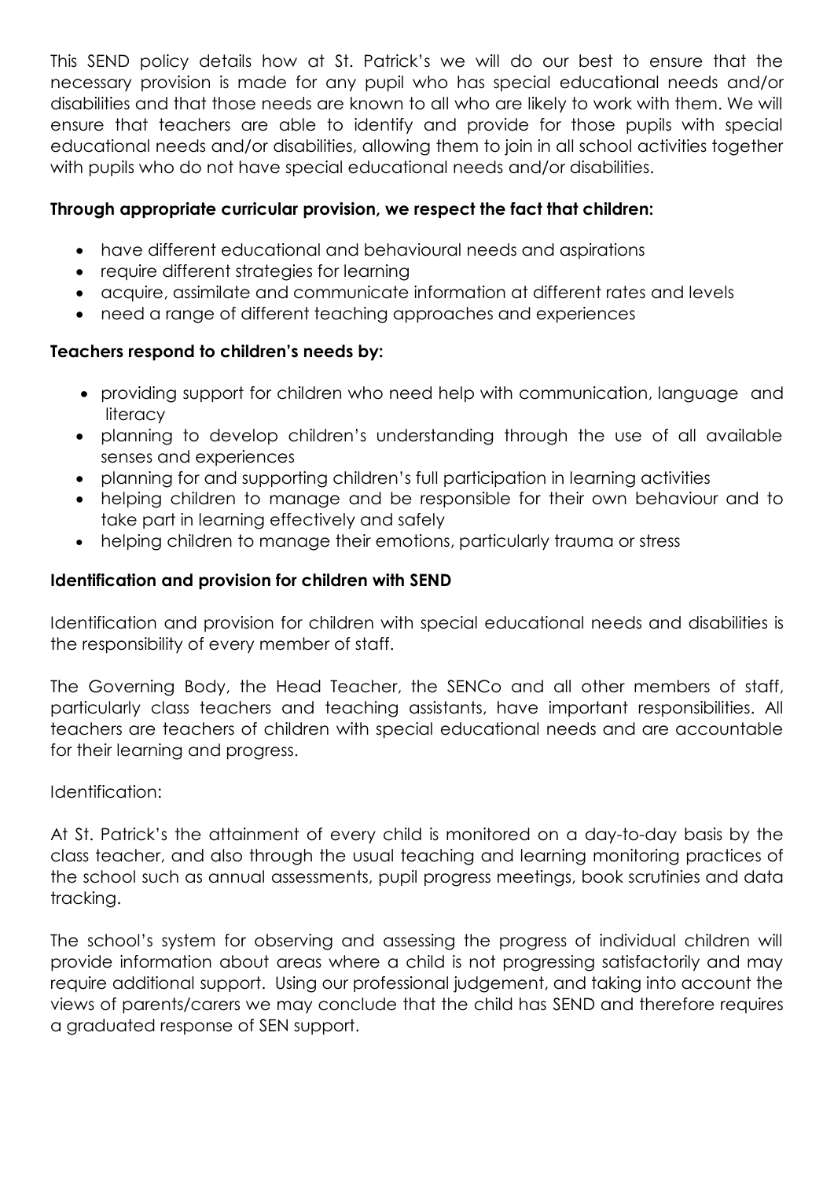This SEND policy details how at St. Patrick's we will do our best to ensure that the necessary provision is made for any pupil who has special educational needs and/or disabilities and that those needs are known to all who are likely to work with them. We will ensure that teachers are able to identify and provide for those pupils with special educational needs and/or disabilities, allowing them to join in all school activities together with pupils who do not have special educational needs and/or disabilities.

**Through appropriate curricular provision, we respect the fact that children:**

- have different educational and behavioural needs and aspirations
- require different strategies for learning
- acquire, assimilate and communicate information at different rates and levels
- need a range of different teaching approaches and experiences

**Teachers respond to children's needs by:**

- providing support for children who need help with communication, language and literacy
- planning to develop children's understanding through the use of all available senses and experiences
- planning for and supporting children's full participation in learning activities
- helping children to manage and be responsible for their own behaviour and to take part in learning effectively and safely
- helping children to manage their emotions, particularly trauma or stress

**Identification and provision for children with SEND**

Identification and provision for children with special educational needs and disabilities is the responsibility of every member of staff.

The Governing Body, the Head Teacher, the SENCo and all other members of staff, particularly class teachers and teaching assistants, have important responsibilities. All teachers are teachers of children with special educational needs and are accountable for their learning and progress.

Identification:

At St. Patrick's the attainment of every child is monitored on a day-to-day basis by the class teacher, and also through the usual teaching and learning monitoring practices of the school such as annual assessments, pupil progress meetings, book scrutinies and data tracking.

The school's system for observing and assessing the progress of individual children will provide information about areas where a child is not progressing satisfactorily and may require additional support. Using our professional judgement, and taking into account the views of parents/carers we may conclude that the child has SEND and therefore requires a graduated response of SEN support.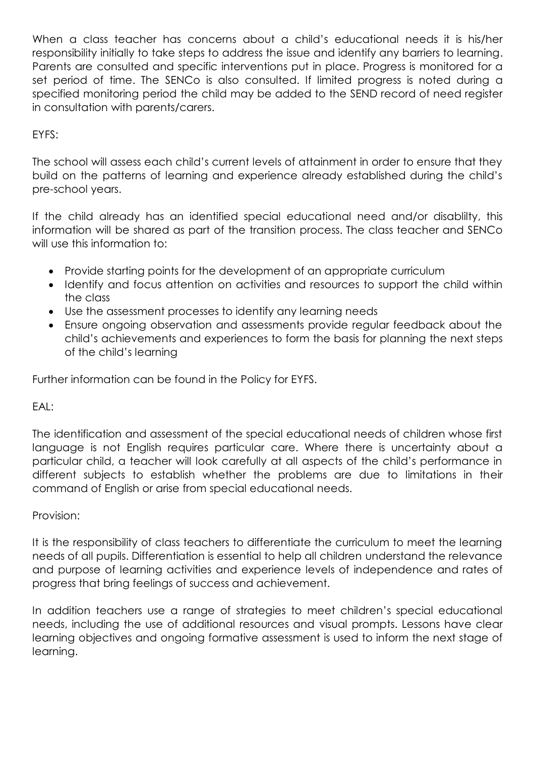When a class teacher has concerns about a child's educational needs it is his/her responsibility initially to take steps to address the issue and identify any barriers to learning. Parents are consulted and specific interventions put in place. Progress is monitored for a set period of time. The SENCo is also consulted. If limited progress is noted during a specified monitoring period the child may be added to the SEND record of need register in consultation with parents/carers.

EYFS:

The school will assess each child's current levels of attainment in order to ensure that they build on the patterns of learning and experience already established during the child's pre-school years.

If the child already has an identified special educational need and/or disablilty, this information will be shared as part of the transition process. The class teacher and SENCo will use this information to:

- Provide starting points for the development of an appropriate curriculum
- Identify and focus attention on activities and resources to support the child within the class
- Use the assessment processes to identify any learning needs
- Ensure ongoing observation and assessments provide regular feedback about the child's achievements and experiences to form the basis for planning the next steps of the child's learning

Further information can be found in the Policy for EYFS.

EAL:

The identification and assessment of the special educational needs of children whose first language is not English requires particular care. Where there is uncertainty about a particular child, a teacher will look carefully at all aspects of the child's performance in different subjects to establish whether the problems are due to limitations in their command of English or arise from special educational needs.

Provision:

It is the responsibility of class teachers to differentiate the curriculum to meet the learning needs of all pupils. Differentiation is essential to help all children understand the relevance and purpose of learning activities and experience levels of independence and rates of progress that bring feelings of success and achievement.

In addition teachers use a range of strategies to meet children's special educational needs, including the use of additional resources and visual prompts. Lessons have clear learning objectives and ongoing formative assessment is used to inform the next stage of learning.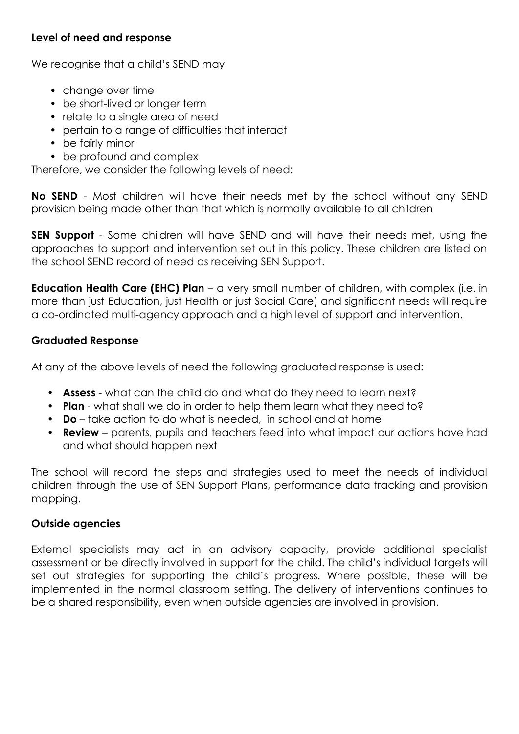**Level of need and response**

We recognise that a child's SEND may

- change over time
- be short-lived or longer term
- relate to a single area of need
- pertain to a range of difficulties that interact
- be fairly minor
- be profound and complex

Therefore, we consider the following levels of need:

**No SEND** - Most children will have their needs met by the school without any SEND provision being made other than that which is normally available to all children

**SEN Support** - Some children will have SEND and will have their needs met, using the approaches to support and intervention set out in this policy. These children are listed on the school SEND record of need as receiving SEN Support.

**Education Health Care (EHC) Plan** – a very small number of children, with complex (i.e. in more than just Education, just Health or just Social Care) and significant needs will require a co-ordinated multi-agency approach and a high level of support and intervention.

**Graduated Response**

At any of the above levels of need the following graduated response is used:

- **Assess** - what can the child do and what do they need to learn next?
- **Plan** - what shall we do in order to help them learn what they need to?
- **Do** – take action to do what is needed, in school and at home
- **Review** – parents, pupils and teachers feed into what impact our actions have had and what should happen next

The school will record the steps and strategies used to meet the needs of individual children through the use of SEN Support Plans, performance data tracking and provision mapping.

**Outside agencies**

External specialists may act in an advisory capacity, provide additional specialist assessment or be directly involved in support for the child. The child's individual targets will set out strategies for supporting the child's progress. Where possible, these will be implemented in the normal classroom setting. The delivery of interventions continues to be a shared responsibility, even when outside agencies are involved in provision.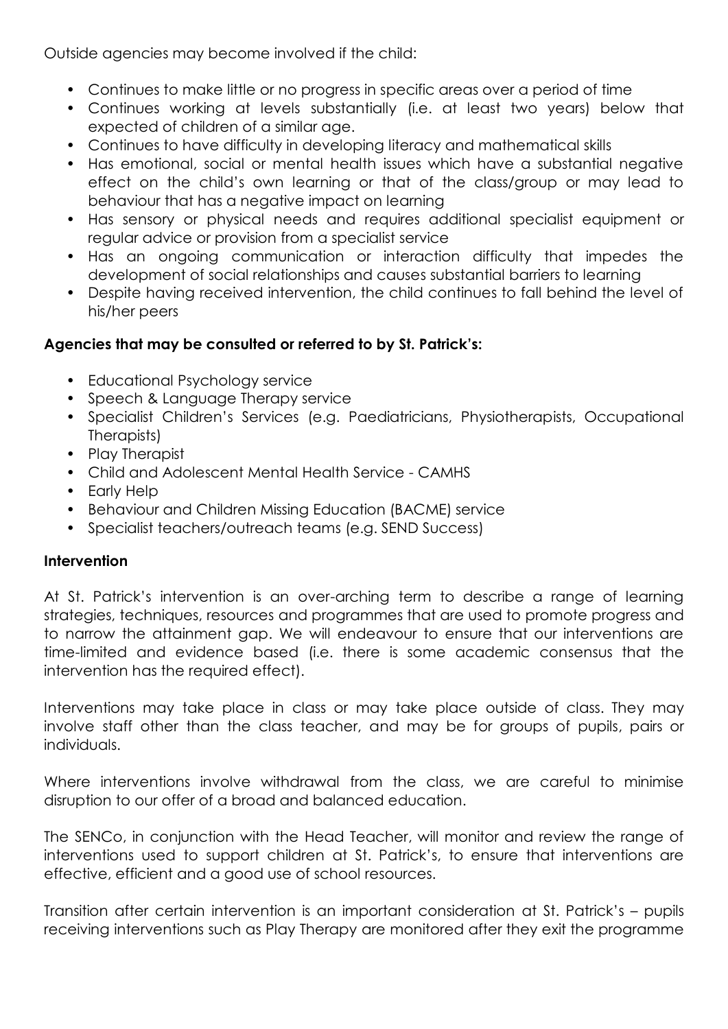Outside agencies may become involved if the child:

- Continues to make little or no progress in specific areas over a period of time
- Continues working at levels substantially (i.e. at least two years) below that expected of children of a similar age.
- Continues to have difficulty in developing literacy and mathematical skills
- Has emotional, social or mental health issues which have a substantial negative effect on the child's own learning or that of the class/group or may lead to behaviour that has a negative impact on learning
- Has sensory or physical needs and requires additional specialist equipment or regular advice or provision from a specialist service
- Has an ongoing communication or interaction difficulty that impedes the development of social relationships and causes substantial barriers to learning
- Despite having received intervention, the child continues to fall behind the level of his/her peers

**Agencies that may be consulted or referred to by St. Patrick's:**

- Educational Psychology service
- Speech & Language Therapy service
- Specialist Children's Services (e.g. Paediatricians, Physiotherapists, Occupational Therapists)
- Play Therapist
- Child and Adolescent Mental Health Service - CAMHS
- Early Help
- Behaviour and Children Missing Education (BACME) service
- Specialist teachers/outreach teams (e.g. SEND Success)

**Intervention**

At St. Patrick's intervention is an over-arching term to describe a range of learning strategies, techniques, resources and programmes that are used to promote progress and to narrow the attainment gap. We will endeavour to ensure that our interventions are time-limited and evidence based (i.e. there is some academic consensus that the intervention has the required effect).

Interventions may take place in class or may take place outside of class. They may involve staff other than the class teacher, and may be for groups of pupils, pairs or individuals.

Where interventions involve withdrawal from the class, we are careful to minimise disruption to our offer of a broad and balanced education.

The SENCo, in conjunction with the Head Teacher, will monitor and review the range of interventions used to support children at St. Patrick's, to ensure that interventions are effective, efficient and a good use of school resources.

Transition after certain intervention is an important consideration at St. Patrick's – pupils receiving interventions such as Play Therapy are monitored after they exit the programme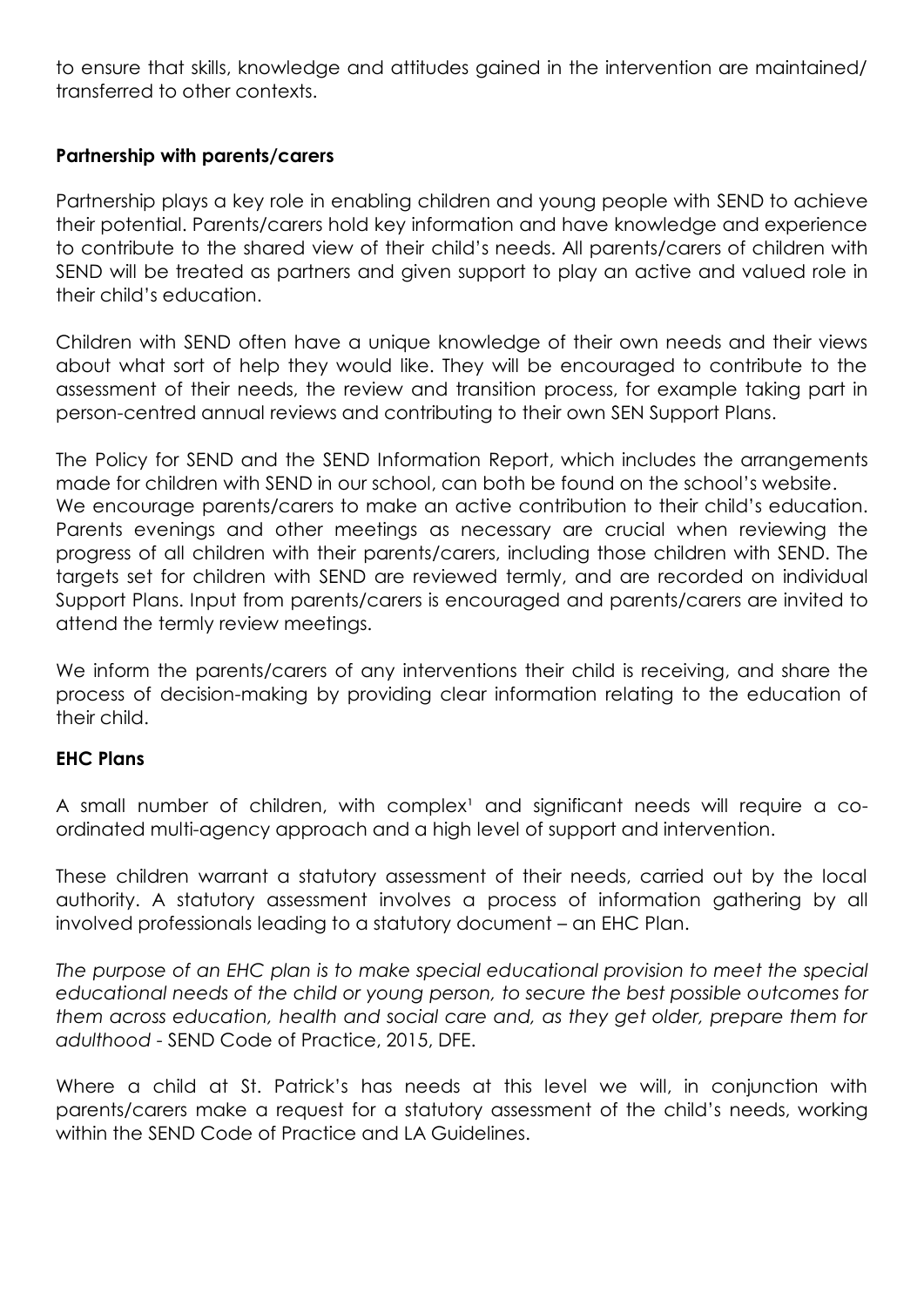to ensure that skills, knowledge and attitudes gained in the intervention are maintained/ transferred to other contexts.

**Partnership with parents/carers**

Partnership plays a key role in enabling children and young people with SEND to achieve their potential. Parents/carers hold key information and have knowledge and experience to contribute to the shared view of their child's needs. All parents/carers of children with SEND will be treated as partners and given support to play an active and valued role in their child's education.

Children with SEND often have a unique knowledge of their own needs and their views about what sort of help they would like. They will be encouraged to contribute to the assessment of their needs, the review and transition process, for example taking part in person-centred annual reviews and contributing to their own SEN Support Plans.

The Policy for SEND and the SEND Information Report, which includes the arrangements made for children with SEND in our school, can both be found on the school's website.
We encourage parents/carers to make an active contribution to their child's education. Parents evenings and other meetings as necessary are crucial when reviewing the progress of all children with their parents/carers, including those children with SEND. The targets set for children with SEND are reviewed termly, and are recorded on individual Support Plans. Input from parents/carers is encouraged and parents/carers are invited to attend the termly review meetings.

We inform the parents/carers of any interventions their child is receiving, and share the process of decision-making by providing clear information relating to the education of their child.

**EHC Plans**

A small number of children, with complex[1] and significant needs will require a co-ordinated multi-agency approach and a high level of support and intervention.

These children warrant a statutory assessment of their needs, carried out by the local authority. A statutory assessment involves a process of information gathering by all involved professionals leading to a statutory document – an EHC Plan.

*The purpose of an EHC plan is to make special educational provision to meet the special educational needs of the child or young person, to secure the best possible outcomes for them across education, health and social care and, as they get older, prepare them for adulthood* - SEND Code of Practice, 2015, DFE.

Where a child at St. Patrick's has needs at this level we will, in conjunction with parents/carers make a request for a statutory assessment of the child's needs, working within the SEND Code of Practice and LA Guidelines.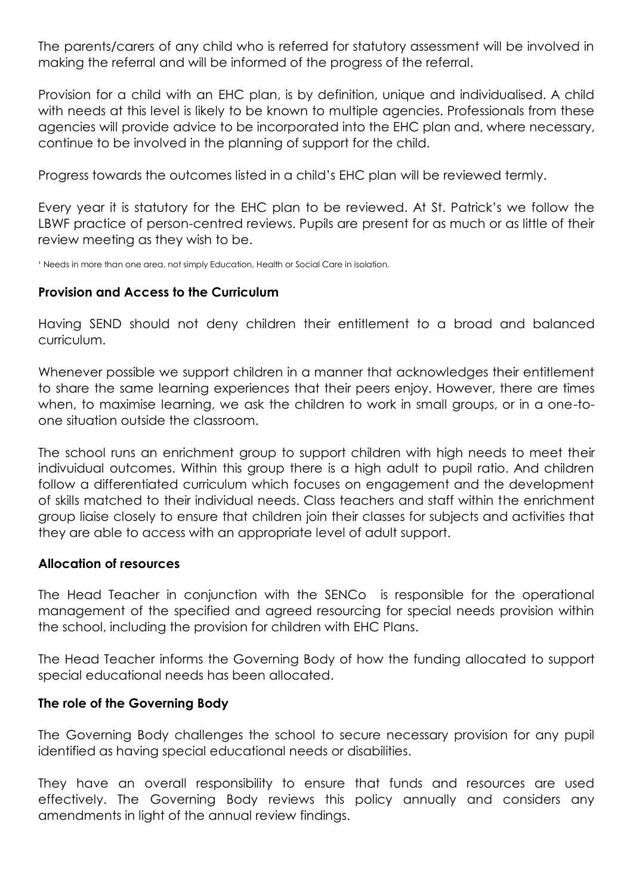The parents/carers of any child who is referred for statutory assessment will be involved in making the referral and will be informed of the progress of the referral.

Provision for a child with an EHC plan, is by definition, unique and individualised. A child with needs at this level is likely to be known to multiple agencies. Professionals from these agencies will provide advice to be incorporated into the EHC plan and, where necessary, continue to be involved in the planning of support for the child.

Progress towards the outcomes listed in a child's EHC plan will be reviewed termly.

Every year it is statutory for the EHC plan to be reviewed. At St. Patrick's we follow the LBWF practice of person-centred reviews. Pupils are present for as much or as little of their review meeting as they wish to be.

[1] Needs in more than one area, not simply Education, Health or Social Care in isolation.

**Provision and Access to the Curriculum**

Having SEND should not deny children their entitlement to a broad and balanced curriculum.

Whenever possible we support children in a manner that acknowledges their entitlement to share the same learning experiences that their peers enjoy. However, there are times when, to maximise learning, we ask the children to work in small groups, or in a one-to-one situation outside the classroom.

The school runs an enrichment group to support children with high needs to meet their indivuidual outcomes. Within this group there is a high adult to pupil ratio. And children follow a differentiated curriculum which focuses on engagement and the development of skills matched to their individual needs. Class teachers and staff within the enrichment group liaise closely to ensure that children join their classes for subjects and activities that they are able to access with an appropriate level of adult support.

**Allocation of resources**

The Head Teacher in conjunction with the SENCo is responsible for the operational management of the specified and agreed resourcing for special needs provision within the school, including the provision for children with EHC Plans.

The Head Teacher informs the Governing Body of how the funding allocated to support special educational needs has been allocated.

**The role of the Governing Body**

The Governing Body challenges the school to secure necessary provision for any pupil identified as having special educational needs or disabilities.

They have an overall responsibility to ensure that funds and resources are used effectively. The Governing Body reviews this policy annually and considers any amendments in light of the annual review findings.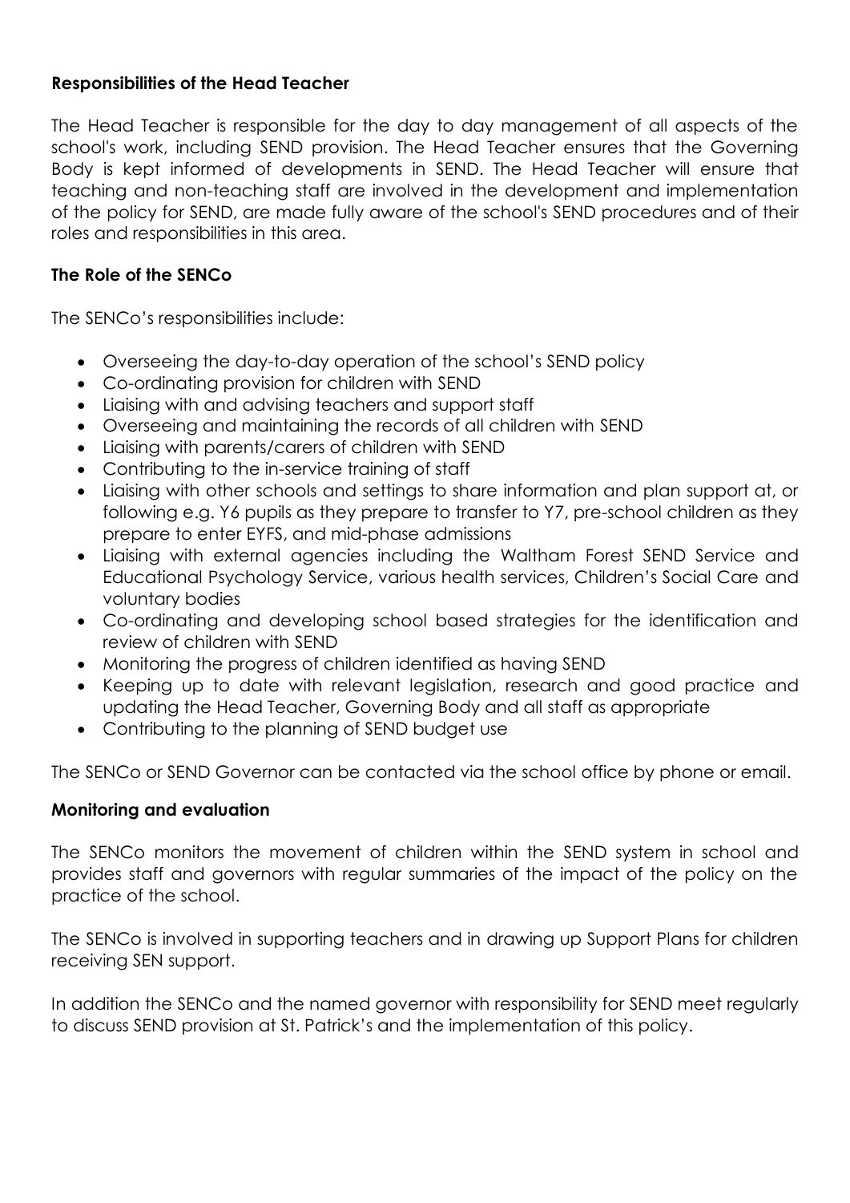### Responsibilities of the Head Teacher

The Head Teacher is responsible for the day to day management of all aspects of the school's work, including SEND provision. The Head Teacher ensures that the Governing Body is kept informed of developments in SEND. The Head Teacher will ensure that teaching and non-teaching staff are involved in the development and implementation of the policy for SEND, are made fully aware of the school's SEND procedures and of their roles and responsibilities in this area.

### The Role of the SENCo

The SENCo's responsibilities include:

- Overseeing the day-to-day operation of the school's SEND policy
- Co-ordinating provision for children with SEND
- Liaising with and advising teachers and support staff
- Overseeing and maintaining the records of all children with SEND
- Liaising with parents/carers of children with SEND
- Contributing to the in-service training of staff
- Liaising with other schools and settings to share information and plan support at, or following e.g. Y6 pupils as they prepare to transfer to Y7, pre-school children as they prepare to enter EYFS, and mid-phase admissions
- Liaising with external agencies including the Waltham Forest SEND Service and Educational Psychology Service, various health services, Children's Social Care and voluntary bodies
- Co-ordinating and developing school based strategies for the identification and review of children with SEND
- Monitoring the progress of children identified as having SEND
- Keeping up to date with relevant legislation, research and good practice and updating the Head Teacher, Governing Body and all staff as appropriate
- Contributing to the planning of SEND budget use

The SENCo or SEND Governor can be contacted via the school office by phone or email.

### Monitoring and evaluation

The SENCo monitors the movement of children within the SEND system in school and provides staff and governors with regular summaries of the impact of the policy on the practice of the school.

The SENCo is involved in supporting teachers and in drawing up Support Plans for children receiving SEN support.

In addition the SENCo and the named governor with responsibility for SEND meet regularly to discuss SEND provision at St. Patrick's and the implementation of this policy.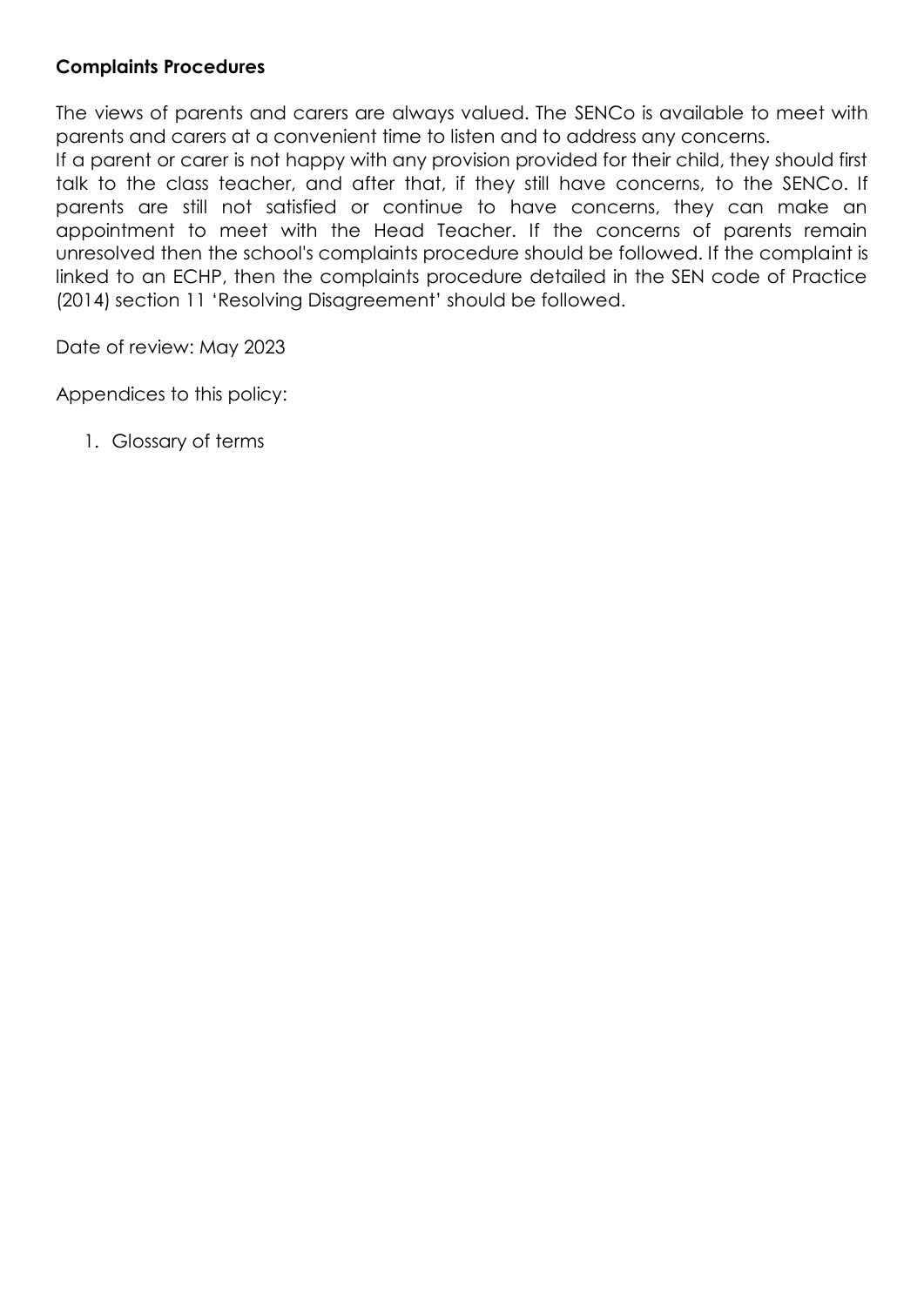**Complaints Procedures**

The views of parents and carers are always valued. The SENCo is available to meet with parents and carers at a convenient time to listen and to address any concerns.
If a parent or carer is not happy with any provision provided for their child, they should first talk to the class teacher, and after that, if they still have concerns, to the SENCo. If parents are still not satisfied or continue to have concerns, they can make an appointment to meet with the Head Teacher. If the concerns of parents remain unresolved then the school's complaints procedure should be followed. If the complaint is linked to an ECHP, then the complaints procedure detailed in the SEN code of Practice (2014) section 11 'Resolving Disagreement' should be followed.

Date of review: May 2023

Appendices to this policy:

1. Glossary of terms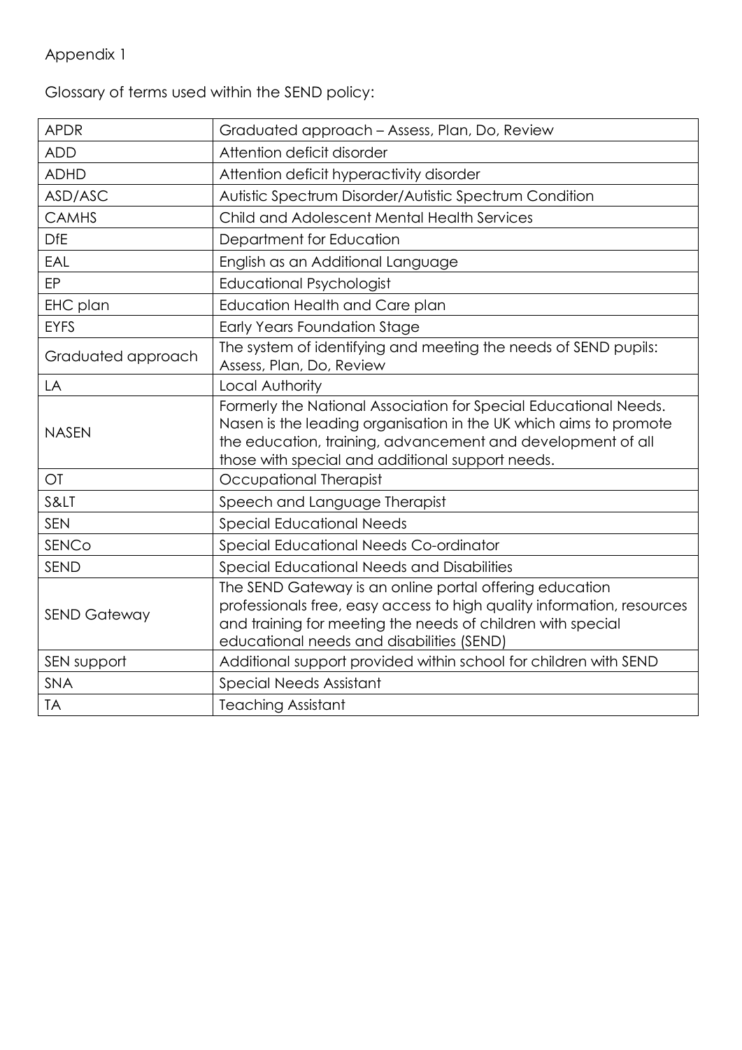Appendix 1

Glossary of terms used within the SEND policy:

| | |
|---|---|
| APDR | Graduated approach – Assess, Plan, Do, Review |
| ADD | Attention deficit disorder |
| ADHD | Attention deficit hyperactivity disorder |
| ASD/ASC | Autistic Spectrum Disorder/Autistic Spectrum Condition |
| CAMHS | Child and Adolescent Mental Health Services |
| DfE | Department for Education |
| EAL | English as an Additional Language |
| EP | Educational Psychologist |
| EHC plan | Education Health and Care plan |
| EYFS | Early Years Foundation Stage |
| Graduated approach | The system of identifying and meeting the needs of SEND pupils: Assess, Plan, Do, Review |
| LA | Local Authority |
| NASEN | Formerly the National Association for Special Educational Needs. Nasen is the leading organisation in the UK which aims to promote the education, training, advancement and development of all those with special and additional support needs. |
| OT | Occupational Therapist |
| S&LT | Speech and Language Therapist |
| SEN | Special Educational Needs |
| SENCo | Special Educational Needs Co-ordinator |
| SEND | Special Educational Needs and Disabilities |
| SEND Gateway | The SEND Gateway is an online portal offering education professionals free, easy access to high quality information, resources and training for meeting the needs of children with special educational needs and disabilities (SEND) |
| SEN support | Additional support provided within school for children with SEND |
| SNA | Special Needs Assistant |
| TA | Teaching Assistant |